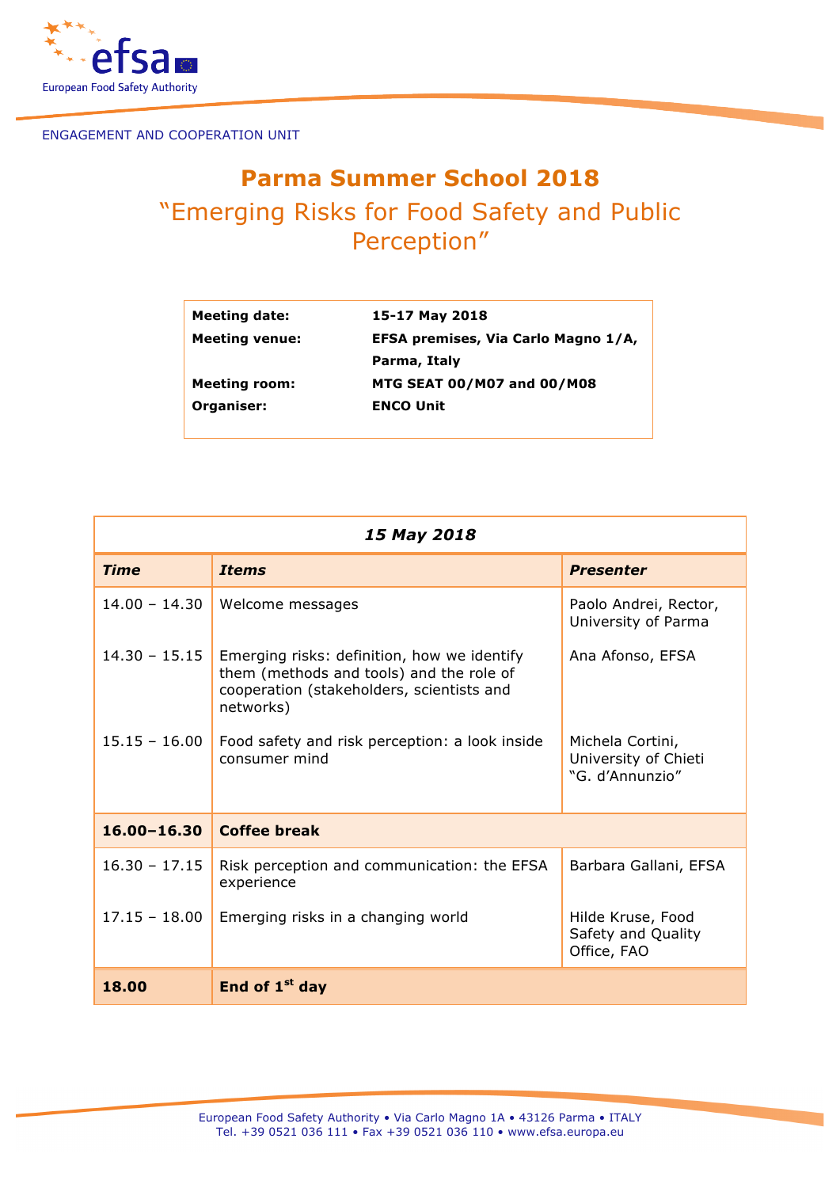ENGAGEMENT AND COOPERATION UNIT

# Parma Summer School 2018

## "Emerging Risks for Food Safety and Public Perception"

| | |
|---|---|
| **Meeting date:** | **15-17 May 2018** |
| **Meeting venue:** | **EFSA premises, Via Carlo Magno 1/A, Parma, Italy** |
| **Meeting room:** | **MTG SEAT 00/M07 and 00/M08** |
| **Organiser:** | **ENCO Unit** |

| ***15 May 2018*** | | |
|---|---|---|
| ***Time*** | ***Items*** | ***Presenter*** |
| 14.00 – 14.30 | Welcome messages | Paolo Andrei, Rector, University of Parma |
| 14.30 – 15.15 | Emerging risks: definition, how we identify them (methods and tools) and the role of cooperation (stakeholders, scientists and networks) | Ana Afonso, EFSA |
| 15.15 – 16.00 | Food safety and risk perception: a look inside consumer mind | Michela Cortini, University of Chieti "G. d'Annunzio" |
| **16.00–16.30** | **Coffee break** | |
| 16.30 – 17.15 | Risk perception and communication: the EFSA experience | Barbara Gallani, EFSA |
| 17.15 – 18.00 | Emerging risks in a changing world | Hilde Kruse, Food Safety and Quality Office, FAO |
| **18.00** | **End of 1st day** | |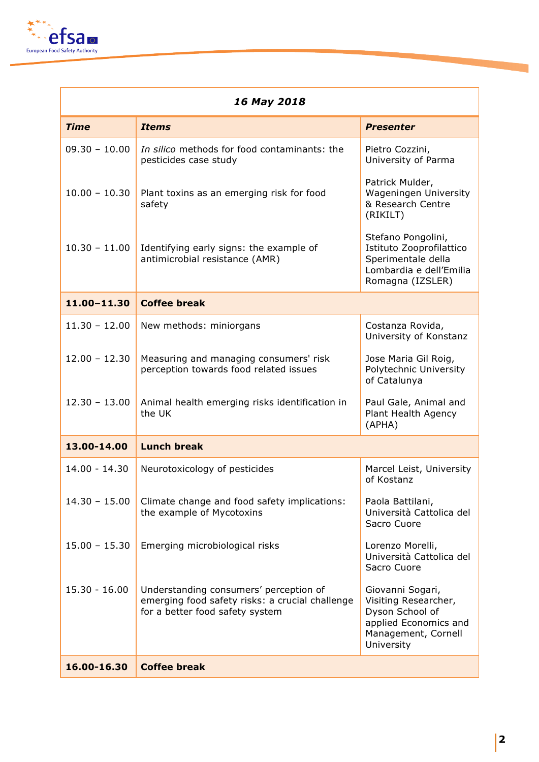| *16 May 2018* | | |
|---|---|---|
| ***Time*** | ***Items*** | ***Presenter*** |
| 09.30 – 10.00 | *In silico* methods for food contaminants: the pesticides case study | Pietro Cozzini, University of Parma |
| 10.00 – 10.30 | Plant toxins as an emerging risk for food safety | Patrick Mulder, Wageningen University & Research Centre (RIKILT) |
| 10.30 – 11.00 | Identifying early signs: the example of antimicrobial resistance (AMR) | Stefano Pongolini, Istituto Zooprofilattico Sperimentale della Lombardia e dell'Emilia Romagna (IZSLER) |
| **11.00–11.30** | **Coffee break** | |
| 11.30 – 12.00 | New methods: miniorgans | Costanza Rovida, University of Konstanz |
| 12.00 – 12.30 | Measuring and managing consumers' risk perception towards food related issues | Jose Maria Gil Roig, Polytechnic University of Catalunya |
| 12.30 – 13.00 | Animal health emerging risks identification in the UK | Paul Gale, Animal and Plant Health Agency (APHA) |
| **13.00-14.00** | **Lunch break** | |
| 14.00 - 14.30 | Neurotoxicology of pesticides | Marcel Leist, University of Kostanz |
| 14.30 – 15.00 | Climate change and food safety implications: the example of Mycotoxins | Paola Battilani, Università Cattolica del Sacro Cuore |
| 15.00 – 15.30 | Emerging microbiological risks | Lorenzo Morelli, Università Cattolica del Sacro Cuore |
| 15.30 - 16.00 | Understanding consumers' perception of emerging food safety risks: a crucial challenge for a better food safety system | Giovanni Sogari, Visiting Researcher, Dyson School of applied Economics and Management, Cornell University |
| **16.00-16.30** | **Coffee break** | |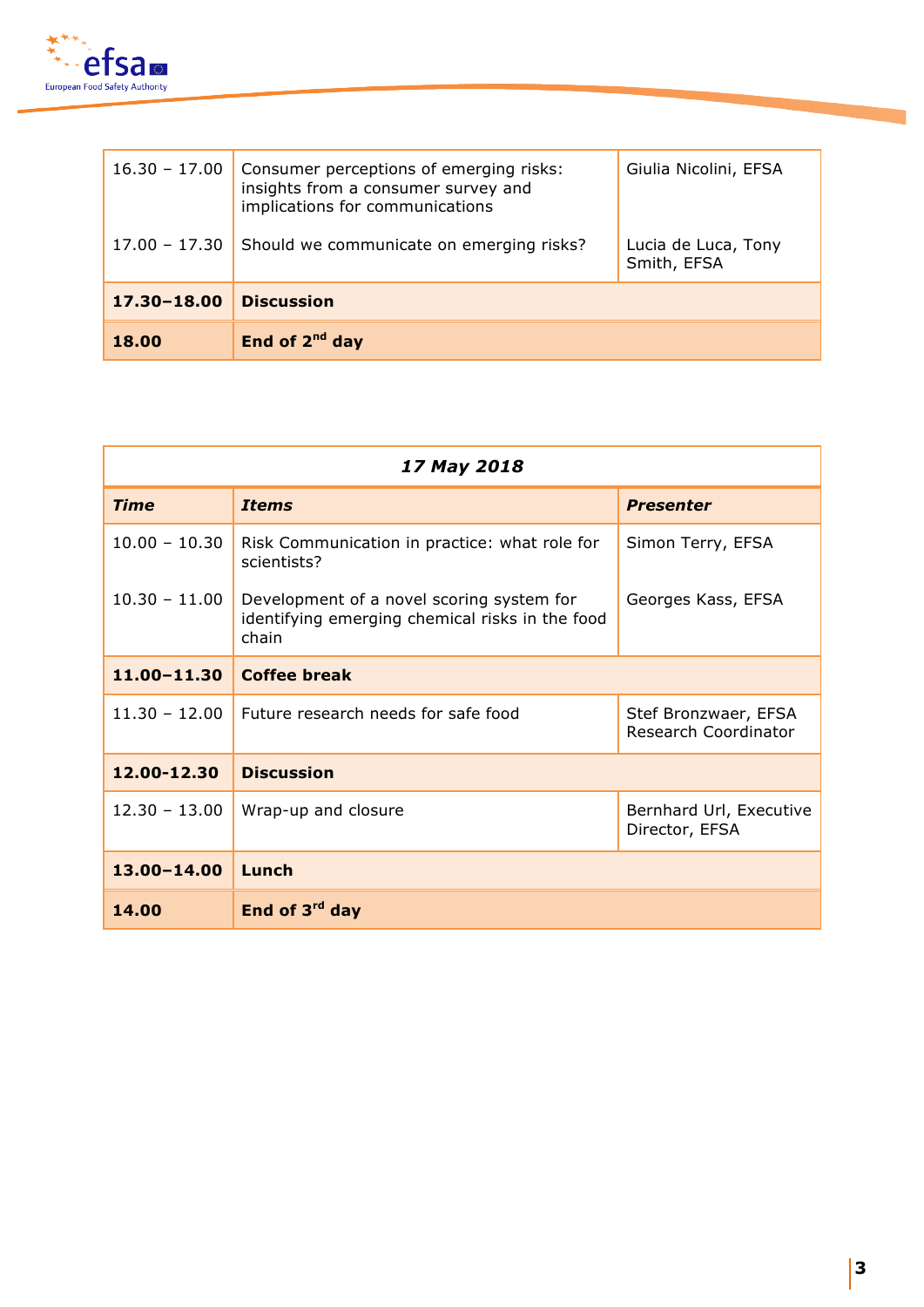| | | |
|---|---|---|
| 16.30 – 17.00 | Consumer perceptions of emerging risks: insights from a consumer survey and implications for communications | Giulia Nicolini, EFSA |
| 17.00 – 17.30 | Should we communicate on emerging risks? | Lucia de Luca, Tony Smith, EFSA |
| **17.30–18.00** | **Discussion** | |
| **18.00** | **End of 2nd day** | |

| ***17 May 2018*** | | |
|---|---|---|
| ***Time*** | ***Items*** | ***Presenter*** |
| 10.00 – 10.30 | Risk Communication in practice: what role for scientists? | Simon Terry, EFSA |
| 10.30 – 11.00 | Development of a novel scoring system for identifying emerging chemical risks in the food chain | Georges Kass, EFSA |
| **11.00–11.30** | **Coffee break** | |
| 11.30 – 12.00 | Future research needs for safe food | Stef Bronzwaer, EFSA Research Coordinator |
| **12.00-12.30** | **Discussion** | |
| 12.30 – 13.00 | Wrap-up and closure | Bernhard Url, Executive Director, EFSA |
| **13.00–14.00** | **Lunch** | |
| **14.00** | **End of 3rd day** | |